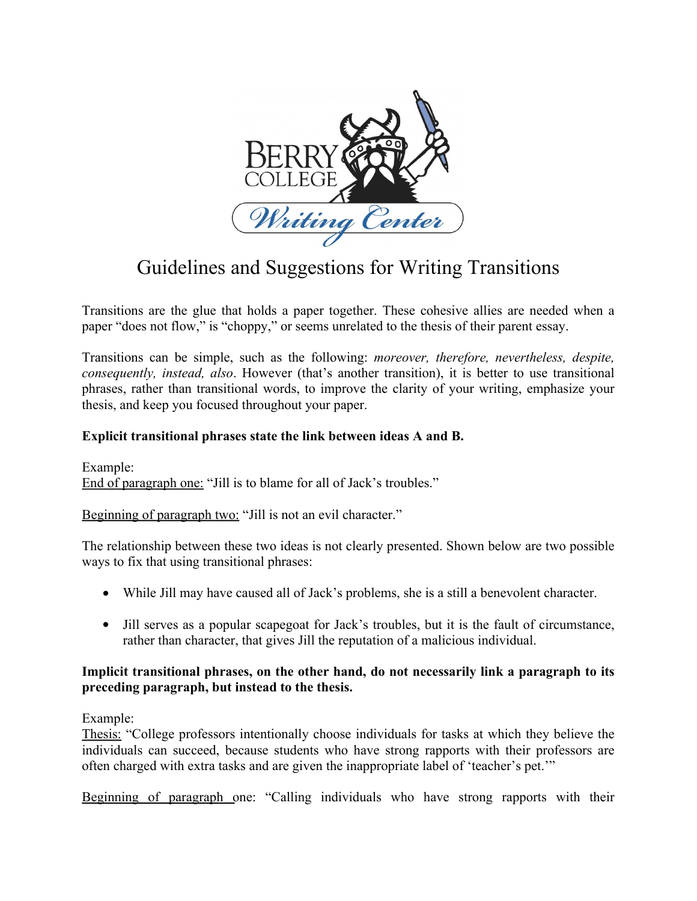# Guidelines and Suggestions for Writing Transitions

Transitions are the glue that holds a paper together. These cohesive allies are needed when a paper "does not flow," is "choppy," or seems unrelated to the thesis of their parent essay.

Transitions can be simple, such as the following: *moreover, therefore, nevertheless, despite, consequently, instead, also*. However (that's another transition), it is better to use transitional phrases, rather than transitional words, to improve the clarity of your writing, emphasize your thesis, and keep you focused throughout your paper.

**Explicit transitional phrases state the link between ideas A and B.**

Example:
End of paragraph one: "Jill is to blame for all of Jack's troubles."

Beginning of paragraph two: "Jill is not an evil character."

The relationship between these two ideas is not clearly presented. Shown below are two possible ways to fix that using transitional phrases:

- While Jill may have caused all of Jack's problems, she is a still a benevolent character.
- Jill serves as a popular scapegoat for Jack's troubles, but it is the fault of circumstance, rather than character, that gives Jill the reputation of a malicious individual.

**Implicit transitional phrases, on the other hand, do not necessarily link a paragraph to its preceding paragraph, but instead to the thesis.**

Example:
Thesis: "College professors intentionally choose individuals for tasks at which they believe the individuals can succeed, because students who have strong rapports with their professors are often charged with extra tasks and are given the inappropriate label of 'teacher's pet.'"

Beginning of paragraph one: "Calling individuals who have strong rapports with their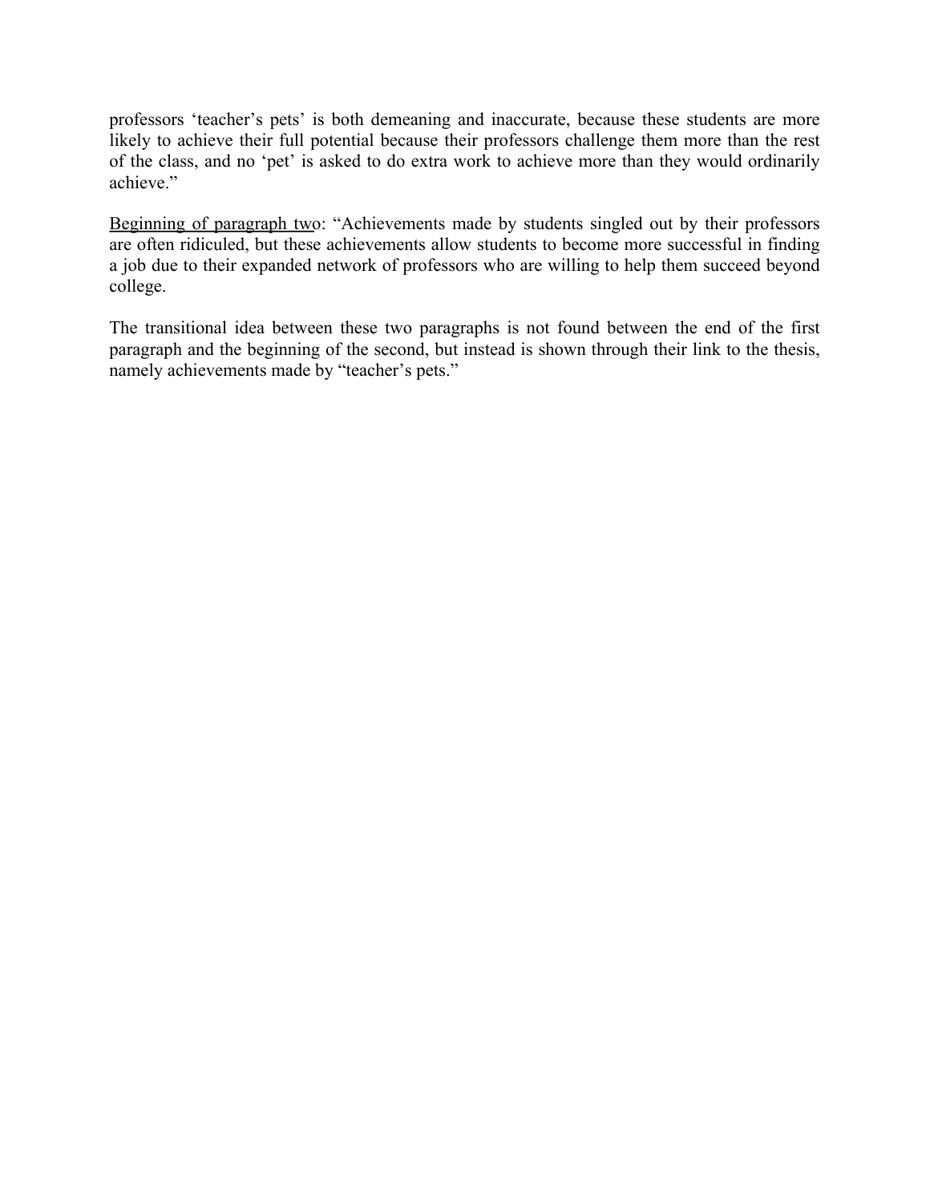professors 'teacher's pets' is both demeaning and inaccurate, because these students are more likely to achieve their full potential because their professors challenge them more than the rest of the class, and no 'pet' is asked to do extra work to achieve more than they would ordinarily achieve."

<u>Beginning of paragraph two</u>: "Achievements made by students singled out by their professors are often ridiculed, but these achievements allow students to become more successful in finding a job due to their expanded network of professors who are willing to help them succeed beyond college.

The transitional idea between these two paragraphs is not found between the end of the first paragraph and the beginning of the second, but instead is shown through their link to the thesis, namely achievements made by "teacher's pets."